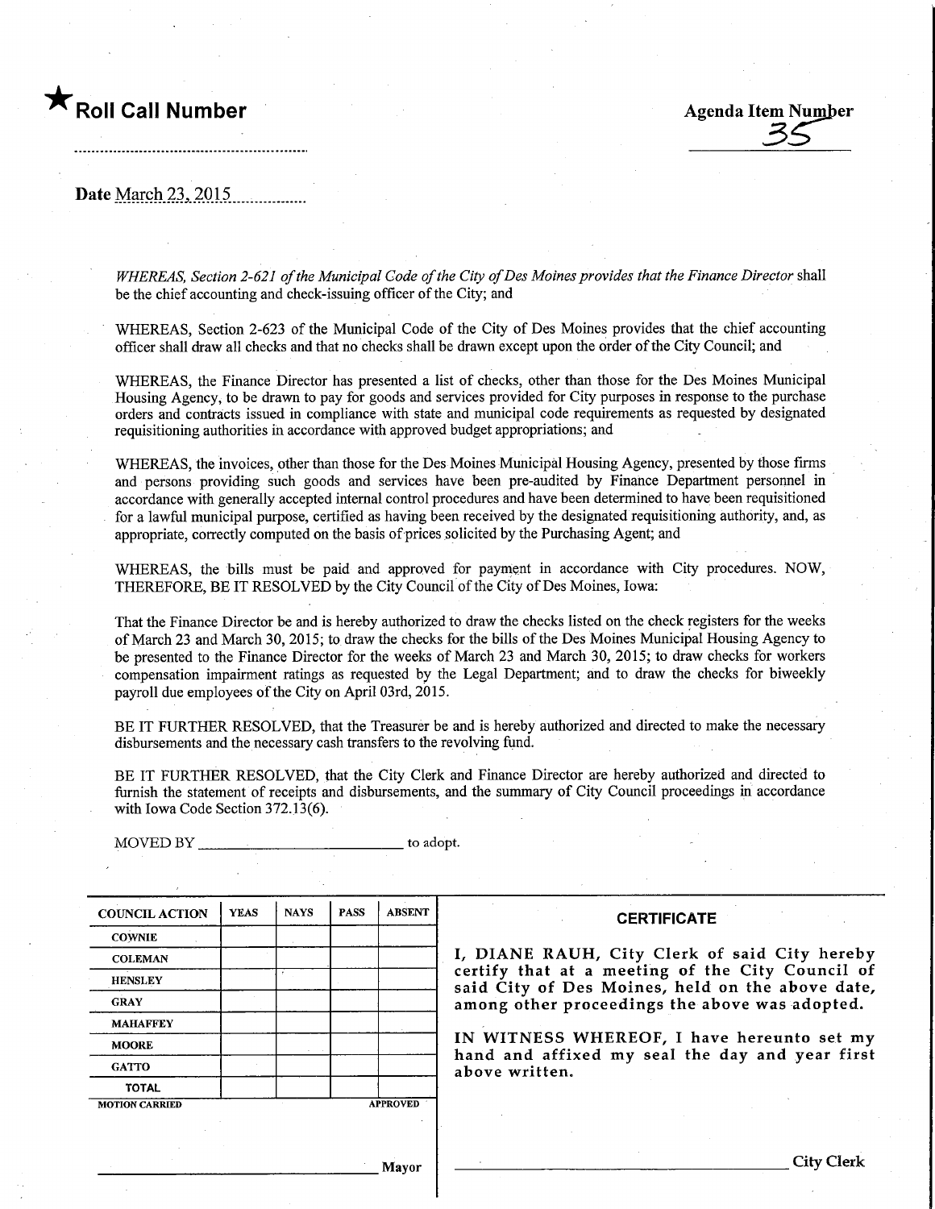★ **Roll Call Number**

**Agenda Item Number**
35

Date March 23, 2015

*WHEREAS, Section 2-621 of the Municipal Code of the City of Des Moines provides that the Finance Director* shall be the chief accounting and check-issuing officer of the City; and

WHEREAS, Section 2-623 of the Municipal Code of the City of Des Moines provides that the chief accounting officer shall draw all checks and that no checks shall be drawn except upon the order of the City Council; and

WHEREAS, the Finance Director has presented a list of checks, other than those for the Des Moines Municipal Housing Agency, to be drawn to pay for goods and services provided for City purposes in response to the purchase orders and contracts issued in compliance with state and municipal code requirements as requested by designated requisitioning authorities in accordance with approved budget appropriations; and

WHEREAS, the invoices, other than those for the Des Moines Municipal Housing Agency, presented by those firms and persons providing such goods and services have been pre-audited by Finance Department personnel in accordance with generally accepted internal control procedures and have been determined to have been requisitioned for a lawful municipal purpose, certified as having been received by the designated requisitioning authority, and, as appropriate, correctly computed on the basis of prices solicited by the Purchasing Agent; and

WHEREAS, the bills must be paid and approved for payment in accordance with City procedures. NOW, THEREFORE, BE IT RESOLVED by the City Council of the City of Des Moines, Iowa:

That the Finance Director be and is hereby authorized to draw the checks listed on the check registers for the weeks of March 23 and March 30, 2015; to draw the checks for the bills of the Des Moines Municipal Housing Agency to be presented to the Finance Director for the weeks of March 23 and March 30, 2015; to draw checks for workers compensation impairment ratings as requested by the Legal Department; and to draw the checks for biweekly payroll due employees of the City on April 03rd, 2015.

BE IT FURTHER RESOLVED, that the Treasurer be and is hereby authorized and directed to make the necessary disbursements and the necessary cash transfers to the revolving fund.

BE IT FURTHER RESOLVED, that the City Clerk and Finance Director are hereby authorized and directed to furnish the statement of receipts and disbursements, and the summary of City Council proceedings in accordance with Iowa Code Section 372.13(6).

MOVED BY ______________________ to adopt.

| COUNCIL ACTION | YEAS | NAYS | PASS | ABSENT |
|---|---|---|---|---|
| COWNIE | | | | |
| COLEMAN | | | | |
| HENSLEY | | | | |
| GRAY | | | | |
| MAHAFFEY | | | | |
| MOORE | | | | |
| GATTO | | | | |
| TOTAL | | | | |

MOTION CARRIED APPROVED

______________________ Mayor

**CERTIFICATE**

**I, DIANE RAUH, City Clerk of said City hereby certify that at a meeting of the City Council of said City of Des Moines, held on the above date, among other proceedings the above was adopted.**

**IN WITNESS WHEREOF, I have hereunto set my hand and affixed my seal the day and year first above written.**

______________________ City Clerk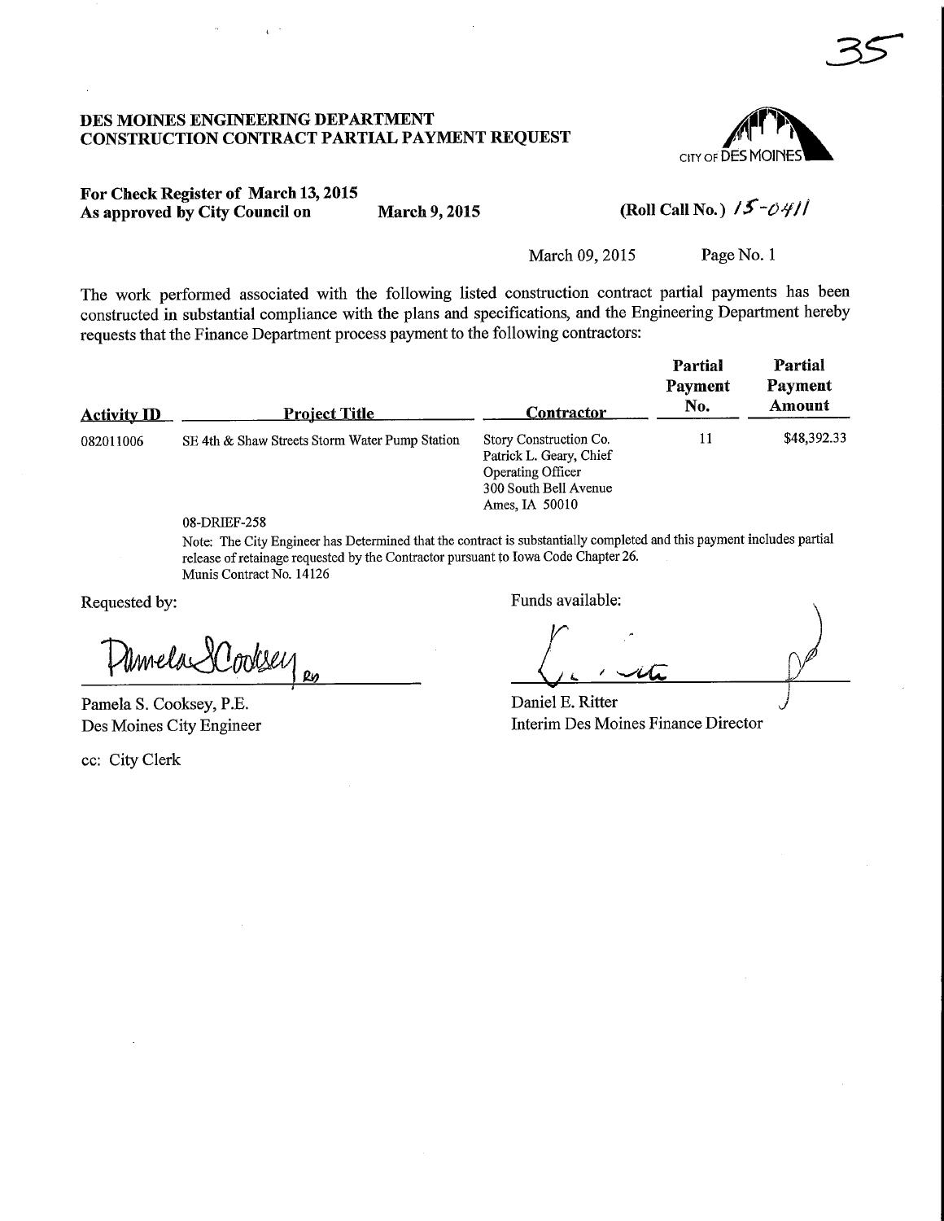35

**DES MOINES ENGINEERING DEPARTMENT**
**CONSTRUCTION CONTRACT PARTIAL PAYMENT REQUEST**

CITY OF DES MOINES

**For Check Register of March 13, 2015**
**As approved by City Council on March 9, 2015** **(Roll Call No.)** 15-0411

March 09, 2015 Page No. 1

The work performed associated with the following listed construction contract partial payments has been constructed in substantial compliance with the plans and specifications, and the Engineering Department hereby requests that the Finance Department process payment to the following contractors:

| Activity ID | Project Title | Contractor | Partial Payment No. | Partial Payment Amount |
|---|---|---|---|---|
| 082011006 | SE 4th & Shaw Streets Storm Water Pump Station | Story Construction Co. Patrick L. Geary, Chief Operating Officer 300 South Bell Avenue Ames, IA 50010 | 11 | $48,392.33 |

08-DRIEF-258

Note: The City Engineer has Determined that the contract is substantially completed and this payment includes partial release of retainage requested by the Contractor pursuant to Iowa Code Chapter 26.
Munis Contract No. 14126

Requested by:

Pamela S. Cooksey, P.E.
Des Moines City Engineer

Funds available:

Daniel E. Ritter
Interim Des Moines Finance Director

cc: City Clerk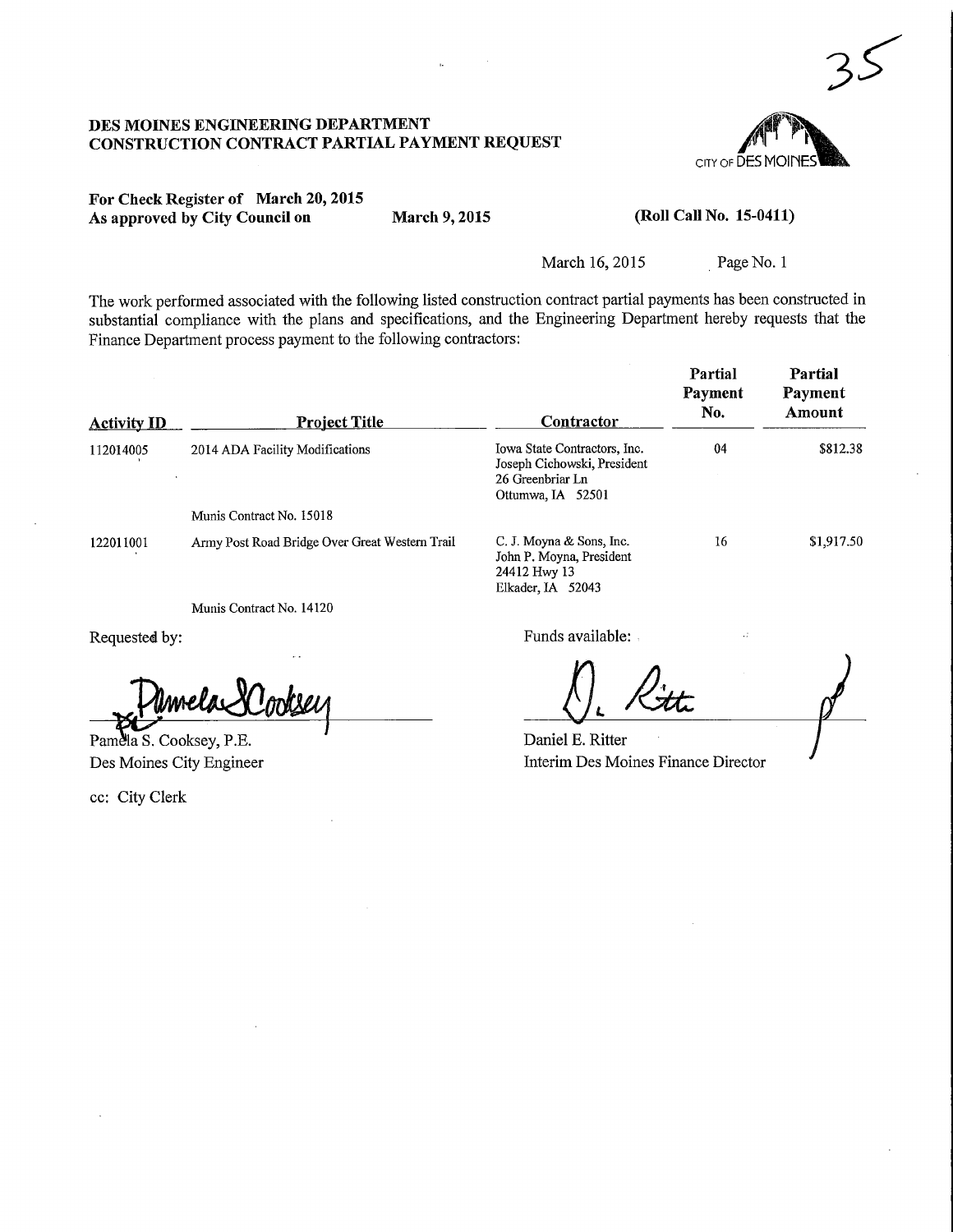35

**DES MOINES ENGINEERING DEPARTMENT**
**CONSTRUCTION CONTRACT PARTIAL PAYMENT REQUEST**

CITY OF DES MOINES

**For Check Register of March 20, 2015**
**As approved by City Council on March 9, 2015 (Roll Call No. 15-0411)**

March 16, 2015 Page No. 1

The work performed associated with the following listed construction contract partial payments has been constructed in substantial compliance with the plans and specifications, and the Engineering Department hereby requests that the Finance Department process payment to the following contractors:

| Activity ID | Project Title | Contractor | Partial Payment No. | Partial Payment Amount |
|---|---|---|---|---|
| 112014005 | 2014 ADA Facility Modifications<br><br>Munis Contract No. 15018 | Iowa State Contractors, Inc.<br>Joseph Cichowski, President<br>26 Greenbriar Ln<br>Ottumwa, IA 52501 | 04 | $812.38 |
| 122011001 | Army Post Road Bridge Over Great Western Trail<br><br>Munis Contract No. 14120 | C. J. Moyna & Sons, Inc.<br>John P. Moyna, President<br>24412 Hwy 13<br>Elkader, IA 52043 | 16 | $1,917.50 |

Requested by:

Pamela S. Cooksey

Pamela S. Cooksey, P.E.
Des Moines City Engineer

cc: City Clerk

Funds available:

D. Ritter

Daniel E. Ritter
Interim Des Moines Finance Director